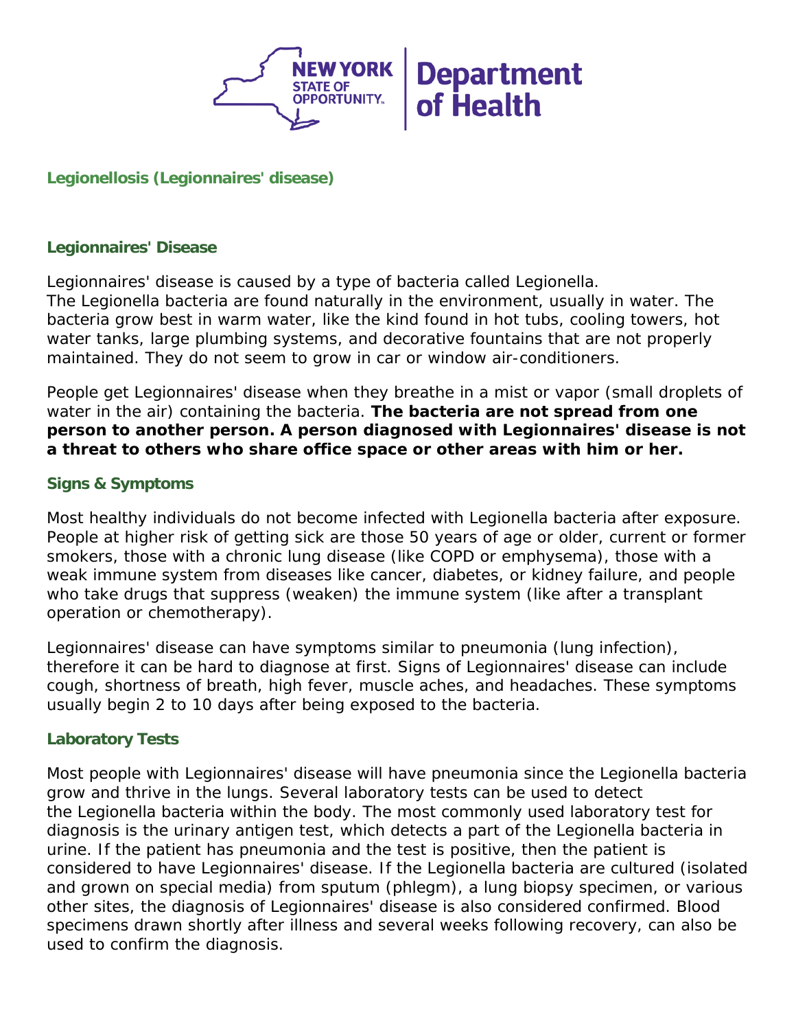# Legionellosis (Legionnaires' disease)

## Legionnaires' Disease

Legionnaires' disease is caused by a type of bacteria called Legionella. The Legionella bacteria are found naturally in the environment, usually in water. The bacteria grow best in warm water, like the kind found in hot tubs, cooling towers, hot water tanks, large plumbing systems, and decorative fountains that are not properly maintained. They do not seem to grow in car or window air-conditioners.

People get Legionnaires' disease when they breathe in a mist or vapor (small droplets of water in the air) containing the bacteria. **The bacteria are not spread from one person to another person. A person diagnosed with Legionnaires' disease is not a threat to others who share office space or other areas with him or her.**

## Signs & Symptoms

Most healthy individuals do not become infected with Legionella bacteria after exposure. People at higher risk of getting sick are those 50 years of age or older, current or former smokers, those with a chronic lung disease (like COPD or emphysema), those with a weak immune system from diseases like cancer, diabetes, or kidney failure, and people who take drugs that suppress (weaken) the immune system (like after a transplant operation or chemotherapy).

Legionnaires' disease can have symptoms similar to pneumonia (lung infection), therefore it can be hard to diagnose at first. Signs of Legionnaires' disease can include cough, shortness of breath, high fever, muscle aches, and headaches. These symptoms usually begin 2 to 10 days after being exposed to the bacteria.

## Laboratory Tests

Most people with Legionnaires' disease will have pneumonia since the Legionella bacteria grow and thrive in the lungs. Several laboratory tests can be used to detect the Legionella bacteria within the body. The most commonly used laboratory test for diagnosis is the urinary antigen test, which detects a part of the Legionella bacteria in urine. If the patient has pneumonia and the test is positive, then the patient is considered to have Legionnaires' disease. If the Legionella bacteria are cultured (isolated and grown on special media) from sputum (phlegm), a lung biopsy specimen, or various other sites, the diagnosis of Legionnaires' disease is also considered confirmed. Blood specimens drawn shortly after illness and several weeks following recovery, can also be used to confirm the diagnosis.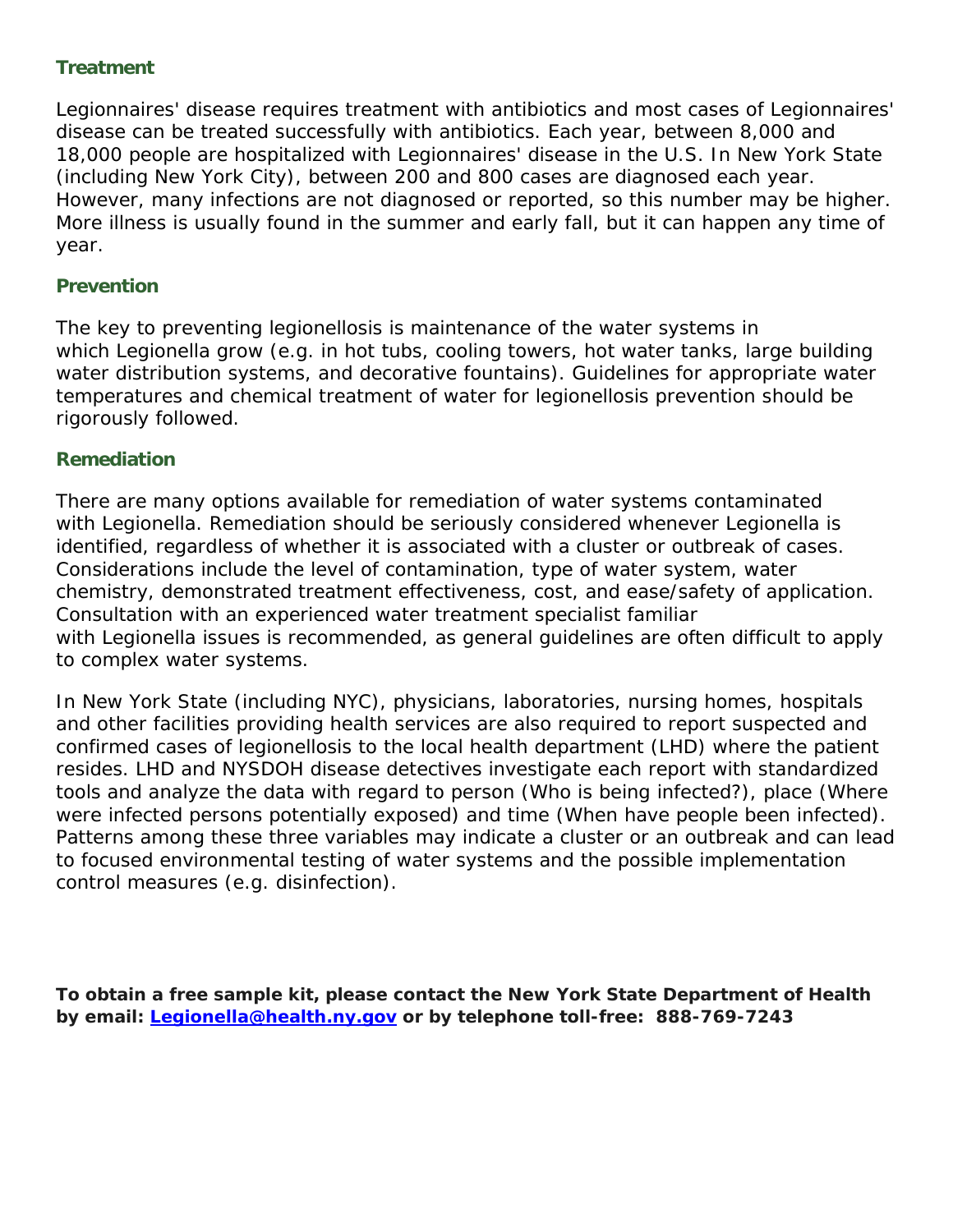## Treatment

Legionnaires' disease requires treatment with antibiotics and most cases of Legionnaires' disease can be treated successfully with antibiotics. Each year, between 8,000 and 18,000 people are hospitalized with Legionnaires' disease in the U.S. In New York State (including New York City), between 200 and 800 cases are diagnosed each year. However, many infections are not diagnosed or reported, so this number may be higher. More illness is usually found in the summer and early fall, but it can happen any time of year.

## Prevention

The key to preventing legionellosis is maintenance of the water systems in which Legionella grow (e.g. in hot tubs, cooling towers, hot water tanks, large building water distribution systems, and decorative fountains). Guidelines for appropriate water temperatures and chemical treatment of water for legionellosis prevention should be rigorously followed.

## Remediation

There are many options available for remediation of water systems contaminated with Legionella. Remediation should be seriously considered whenever Legionella is identified, regardless of whether it is associated with a cluster or outbreak of cases. Considerations include the level of contamination, type of water system, water chemistry, demonstrated treatment effectiveness, cost, and ease/safety of application. Consultation with an experienced water treatment specialist familiar with Legionella issues is recommended, as general guidelines are often difficult to apply to complex water systems.

In New York State (including NYC), physicians, laboratories, nursing homes, hospitals and other facilities providing health services are also required to report suspected and confirmed cases of legionellosis to the local health department (LHD) where the patient resides. LHD and NYSDOH disease detectives investigate each report with standardized tools and analyze the data with regard to person (Who is being infected?), place (Where were infected persons potentially exposed) and time (When have people been infected). Patterns among these three variables may indicate a cluster or an outbreak and can lead to focused environmental testing of water systems and the possible implementation control measures (e.g. disinfection).

**To obtain a free sample kit, please contact the New York State Department of Health by email: [Legionella@health.ny.gov](mailto:Legionella@health.ny.gov) or by telephone toll-free: 888-769-7243**